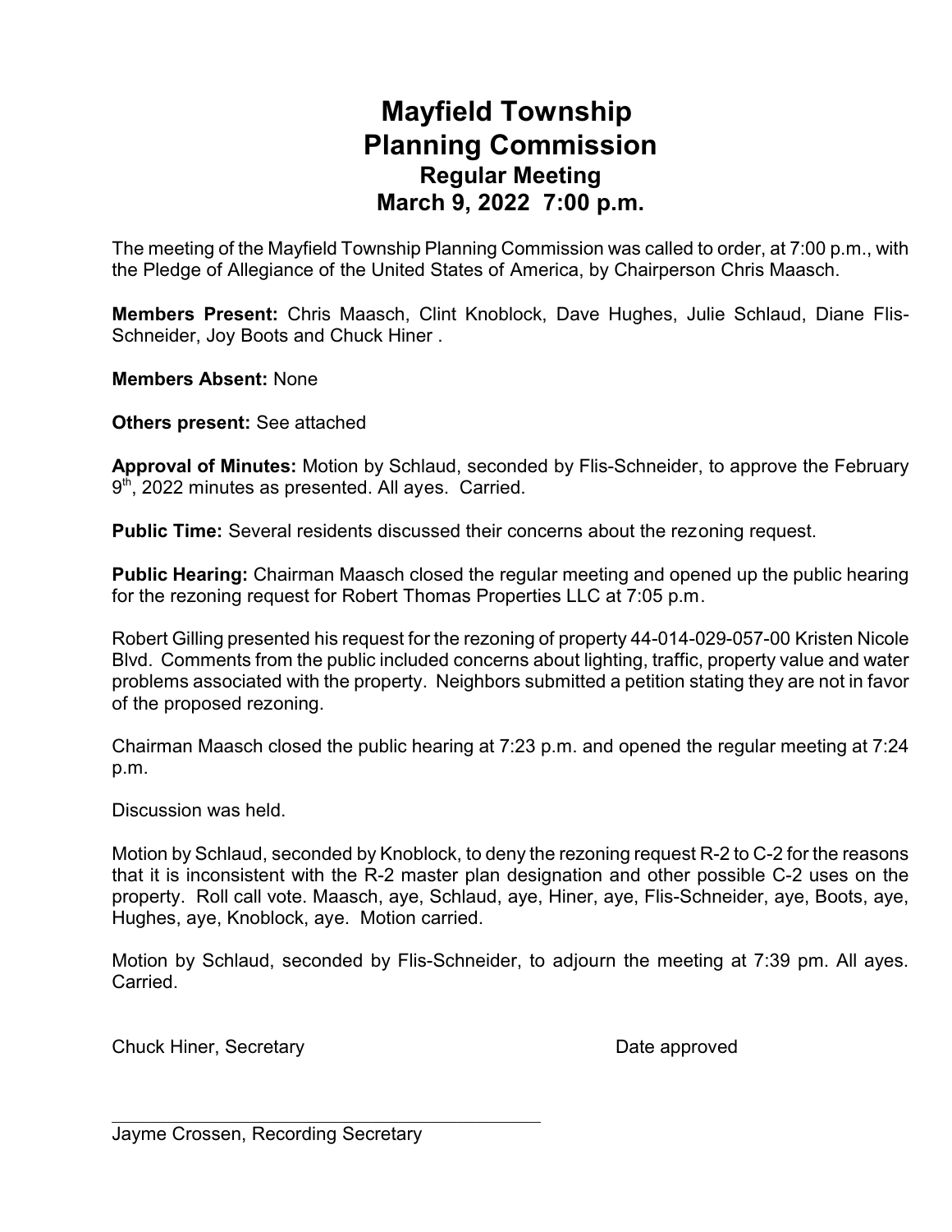# Mayfield Township
# Planning Commission
## Regular Meeting
## March 9, 2022 7:00 p.m.

The meeting of the Mayfield Township Planning Commission was called to order, at 7:00 p.m., with the Pledge of Allegiance of the United States of America, by Chairperson Chris Maasch.

**Members Present:** Chris Maasch, Clint Knoblock, Dave Hughes, Julie Schlaud, Diane Flis-Schneider, Joy Boots and Chuck Hiner .

**Members Absent:** None

**Others present:** See attached

**Approval of Minutes:** Motion by Schlaud, seconded by Flis-Schneider, to approve the February 9th, 2022 minutes as presented. All ayes. Carried.

**Public Time:** Several residents discussed their concerns about the rezoning request.

**Public Hearing:** Chairman Maasch closed the regular meeting and opened up the public hearing for the rezoning request for Robert Thomas Properties LLC at 7:05 p.m.

Robert Gilling presented his request for the rezoning of property 44-014-029-057-00 Kristen Nicole Blvd. Comments from the public included concerns about lighting, traffic, property value and water problems associated with the property. Neighbors submitted a petition stating they are not in favor of the proposed rezoning.

Chairman Maasch closed the public hearing at 7:23 p.m. and opened the regular meeting at 7:24 p.m.

Discussion was held.

Motion by Schlaud, seconded by Knoblock, to deny the rezoning request R-2 to C-2 for the reasons that it is inconsistent with the R-2 master plan designation and other possible C-2 uses on the property. Roll call vote. Maasch, aye, Schlaud, aye, Hiner, aye, Flis-Schneider, aye, Boots, aye, Hughes, aye, Knoblock, aye. Motion carried.

Motion by Schlaud, seconded by Flis-Schneider, to adjourn the meeting at 7:39 pm. All ayes. Carried.

Chuck Hiner, Secretary                                        Date approved

Jayme Crossen, Recording Secretary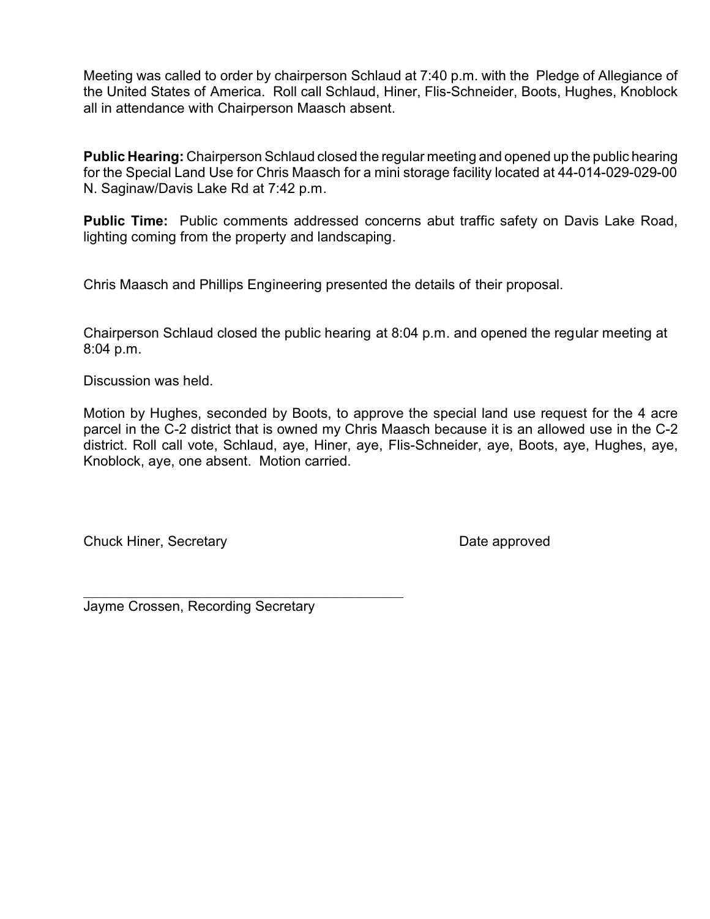Meeting was called to order by chairperson Schlaud at 7:40 p.m. with the Pledge of Allegiance of the United States of America. Roll call Schlaud, Hiner, Flis-Schneider, Boots, Hughes, Knoblock all in attendance with Chairperson Maasch absent.

**Public Hearing:** Chairperson Schlaud closed the regular meeting and opened up the public hearing for the Special Land Use for Chris Maasch for a mini storage facility located at 44-014-029-029-00 N. Saginaw/Davis Lake Rd at 7:42 p.m.

**Public Time:** Public comments addressed concerns abut traffic safety on Davis Lake Road, lighting coming from the property and landscaping.

Chris Maasch and Phillips Engineering presented the details of their proposal.

Chairperson Schlaud closed the public hearing at 8:04 p.m. and opened the regular meeting at 8:04 p.m.

Discussion was held.

Motion by Hughes, seconded by Boots, to approve the special land use request for the 4 acre parcel in the C-2 district that is owned my Chris Maasch because it is an allowed use in the C-2 district. Roll call vote, Schlaud, aye, Hiner, aye, Flis-Schneider, aye, Boots, aye, Hughes, aye, Knoblock, aye, one absent. Motion carried.

Chuck Hiner, Secretary

Date approved

\_\_\_\_\_\_\_\_\_\_\_\_\_\_\_\_\_\_\_\_\_\_\_\_\_\_\_\_\_\_\_\_\_\_\_\_\_\_\_\_

Jayme Crossen, Recording Secretary